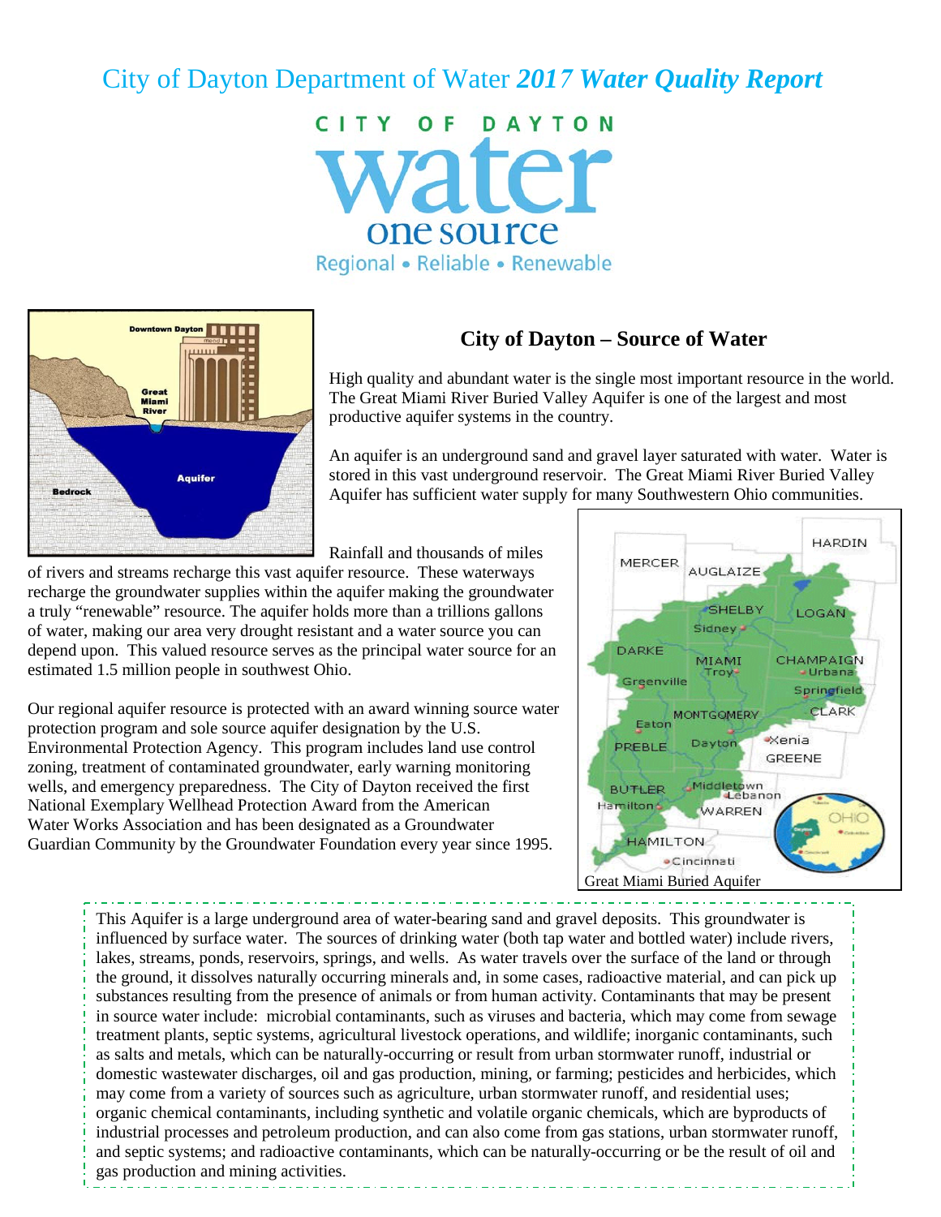# City of Dayton Department of Water *2017 Water Quality Report*

CITY OF DAYTON

water

one source

Regional • Reliable • Renewable

## City of Dayton – Source of Water

High quality and abundant water is the single most important resource in the world. The Great Miami River Buried Valley Aquifer is one of the largest and most productive aquifer systems in the country.

An aquifer is an underground sand and gravel layer saturated with water. Water is stored in this vast underground reservoir. The Great Miami River Buried Valley Aquifer has sufficient water supply for many Southwestern Ohio communities.

Rainfall and thousands of miles of rivers and streams recharge this vast aquifer resource. These waterways recharge the groundwater supplies within the aquifer making the groundwater a truly "renewable" resource. The aquifer holds more than a trillions gallons of water, making our area very drought resistant and a water source you can depend upon. This valued resource serves as the principal water source for an estimated 1.5 million people in southwest Ohio.

Our regional aquifer resource is protected with an award winning source water protection program and sole source aquifer designation by the U.S. Environmental Protection Agency. This program includes land use control zoning, treatment of contaminated groundwater, early warning monitoring wells, and emergency preparedness. The City of Dayton received the first National Exemplary Wellhead Protection Award from the American Water Works Association and has been designated as a Groundwater Guardian Community by the Groundwater Foundation every year since 1995.

Great Miami Buried Aquifer

This Aquifer is a large underground area of water-bearing sand and gravel deposits. This groundwater is influenced by surface water. The sources of drinking water (both tap water and bottled water) include rivers, lakes, streams, ponds, reservoirs, springs, and wells. As water travels over the surface of the land or through the ground, it dissolves naturally occurring minerals and, in some cases, radioactive material, and can pick up substances resulting from the presence of animals or from human activity. Contaminants that may be present in source water include: microbial contaminants, such as viruses and bacteria, which may come from sewage treatment plants, septic systems, agricultural livestock operations, and wildlife; inorganic contaminants, such as salts and metals, which can be naturally-occurring or result from urban stormwater runoff, industrial or domestic wastewater discharges, oil and gas production, mining, or farming; pesticides and herbicides, which may come from a variety of sources such as agriculture, urban stormwater runoff, and residential uses; organic chemical contaminants, including synthetic and volatile organic chemicals, which are byproducts of industrial processes and petroleum production, and can also come from gas stations, urban stormwater runoff, and septic systems; and radioactive contaminants, which can be naturally-occurring or be the result of oil and gas production and mining activities.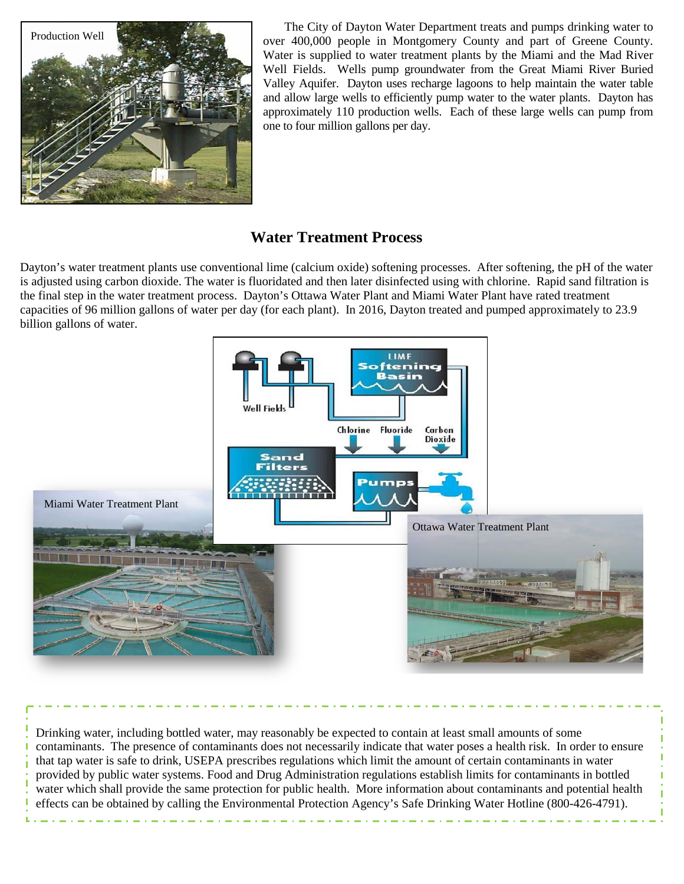The City of Dayton Water Department treats and pumps drinking water to over 400,000 people in Montgomery County and part of Greene County. Water is supplied to water treatment plants by the Miami and the Mad River Well Fields. Wells pump groundwater from the Great Miami River Buried Valley Aquifer. Dayton uses recharge lagoons to help maintain the water table and allow large wells to efficiently pump water to the water plants. Dayton has approximately 110 production wells. Each of these large wells can pump from one to four million gallons per day.

Production Well

## Water Treatment Process

Dayton's water treatment plants use conventional lime (calcium oxide) softening processes. After softening, the pH of the water is adjusted using carbon dioxide. The water is fluoridated and then later disinfected using with chlorine. Rapid sand filtration is the final step in the water treatment process. Dayton's Ottawa Water Plant and Miami Water Plant have rated treatment capacities of 96 million gallons of water per day (for each plant). In 2016, Dayton treated and pumped approximately to 23.9 billion gallons of water.

Miami Water Treatment Plant

Ottawa Water Treatment Plant

Drinking water, including bottled water, may reasonably be expected to contain at least small amounts of some contaminants. The presence of contaminants does not necessarily indicate that water poses a health risk. In order to ensure that tap water is safe to drink, USEPA prescribes regulations which limit the amount of certain contaminants in water provided by public water systems. Food and Drug Administration regulations establish limits for contaminants in bottled water which shall provide the same protection for public health. More information about contaminants and potential health effects can be obtained by calling the Environmental Protection Agency's Safe Drinking Water Hotline (800-426-4791).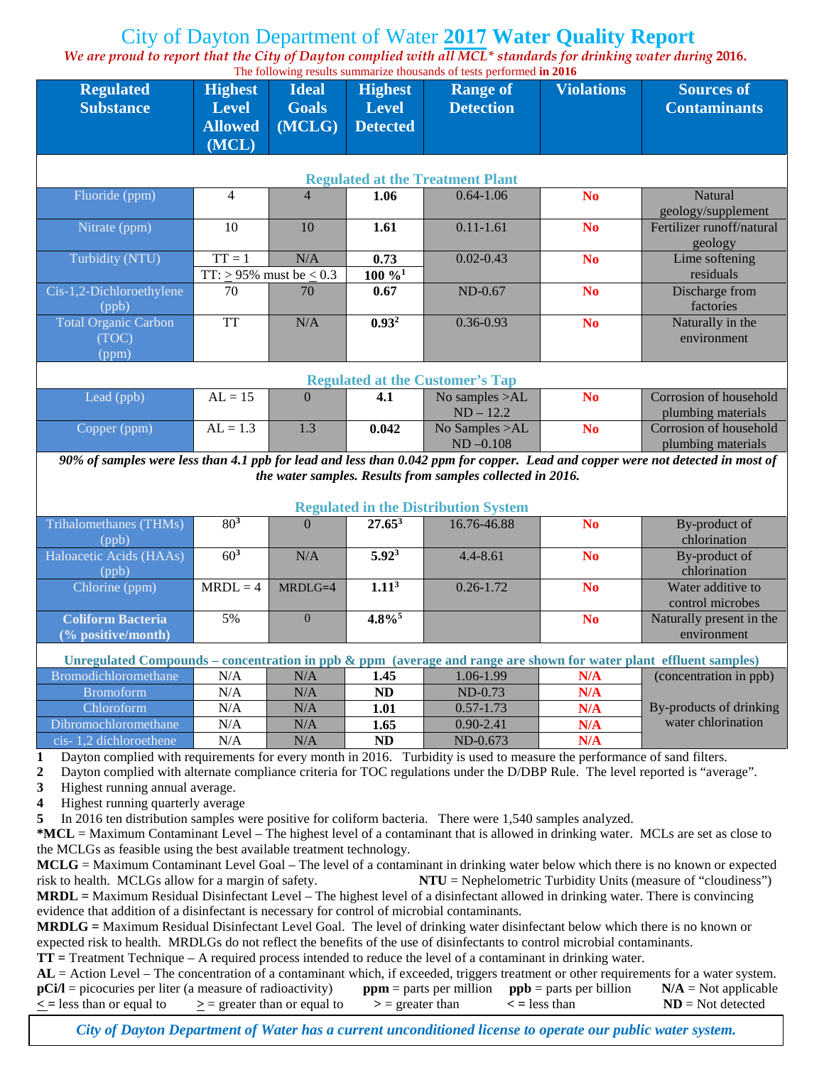# City of Dayton Department of Water **2017 Water Quality Report**

***We are proud to report that the City of Dayton complied with all MCL* standards for drinking water during 2016.***

The following results summarize thousands of tests performed **in 2016**

| Regulated Substance | Highest Level Allowed (MCL) | Ideal Goals (MCLG) | Highest Level Detected | Range of Detection | Violations | Sources of Contaminants |
|---|---|---|---|---|---|---|
| **Regulated at the Treatment Plant** | | | | | | |
| Fluoride (ppm) | 4 | 4 | **1.06** | 0.64-1.06 | **No** | Natural geology/supplement |
| Nitrate (ppm) | 10 | 10 | **1.61** | 0.11-1.61 | **No** | Fertilizer runoff/natural geology |
| Turbidity (NTU) | TT = 1 | N/A | **0.73** | 0.02-0.43 | **No** | Lime softening residuals |
| | TT: ≥ 95% must be ≤ 0.3 | | **100 %[1]** | | | |
| Cis-1,2-Dichloroethylene (ppb) | 70 | 70 | **0.67** | ND-0.67 | **No** | Discharge from factories |
| Total Organic Carbon (TOC) (ppm) | TT | N/A | **0.93[2]** | 0.36-0.93 | **No** | Naturally in the environment |
| **Regulated at the Customer's Tap** | | | | | | |
| Lead (ppb) | AL = 15 | 0 | **4.1** | No samples >AL ND – 12.2 | **No** | Corrosion of household plumbing materials |
| Copper (ppm) | AL = 1.3 | 1.3 | **0.042** | No Samples >AL ND –0.108 | **No** | Corrosion of household plumbing materials |
| ***90% of samples were less than 4.1 ppb for lead and less than 0.042 ppm for copper. Lead and copper were not detected in most of the water samples. Results from samples collected in 2016.*** | | | | | | |
| **Regulated in the Distribution System** | | | | | | |
| Trihalomethanes (THMs) (ppb) | 80[3] | 0 | **27.65[3]** | 16.76-46.88 | **No** | By-product of chlorination |
| Haloacetic Acids (HAAs) (ppb) | 60[3] | N/A | **5.92[3]** | 4.4-8.61 | **No** | By-product of chlorination |
| Chlorine (ppm) | MRDL = 4 | MRDLG=4 | **1.11[3]** | 0.26-1.72 | **No** | Water additive to control microbes |
| **Coliform Bacteria (% positive/month)** | 5% | 0 | **4.8%[5]** | | **No** | Naturally present in the environment |
| **Unregulated Compounds – concentration in ppb & ppm (average and range are shown for water plant effluent samples)** | | | | | | |
| Bromodichloromethane | N/A | N/A | **1.45** | 1.06-1.99 | **N/A** | (concentration in ppb) |
| Bromoform | N/A | N/A | **ND** | ND-0.73 | **N/A** | |
| Chloroform | N/A | N/A | **1.01** | 0.57-1.73 | **N/A** | By-products of drinking water chlorination |
| Dibromochloromethane | N/A | N/A | **1.65** | 0.90-2.41 | **N/A** | |
| cis- 1,2 dichloroethene | N/A | N/A | **ND** | ND-0.673 | **N/A** | |

**1** Dayton complied with requirements for every month in 2016. Turbidity is used to measure the performance of sand filters.
**2** Dayton complied with alternate compliance criteria for TOC regulations under the D/DBP Rule. The level reported is "average".
**3** Highest running annual average.
**4** Highest running quarterly average
**5** In 2016 ten distribution samples were positive for coliform bacteria. There were 1,540 samples analyzed.

***MCL** = Maximum Contaminant Level – The highest level of a contaminant that is allowed in drinking water. MCLs are set as close to the MCLGs as feasible using the best available treatment technology.

**MCLG** = Maximum Contaminant Level Goal – The level of a contaminant in drinking water below which there is no known or expected risk to health. MCLGs allow for a margin of safety.

**NTU** = Nephelometric Turbidity Units (measure of "cloudiness")

**MRDL =** Maximum Residual Disinfectant Level – The highest level of a disinfectant allowed in drinking water. There is convincing evidence that addition of a disinfectant is necessary for control of microbial contaminants.

**MRDLG =** Maximum Residual Disinfectant Level Goal. The level of drinking water disinfectant below which there is no known or expected risk to health. MRDLGs do not reflect the benefits of the use of disinfectants to control microbial contaminants.

**TT =** Treatment Technique – A required process intended to reduce the level of a contaminant in drinking water.

**AL** = Action Level – The concentration of a contaminant which, if exceeded, triggers treatment or other requirements for a water system.

**pCi/l** = picocuries per liter (a measure of radioactivity) **ppm** = parts per million **ppb** = parts per billion **N/A** = Not applicable

**≤ =** less than or equal to **≥** = greater than or equal to **>** = greater than **< =** less than **ND** = Not detected

***City of Dayton Department of Water has a current unconditioned license to operate our public water system.***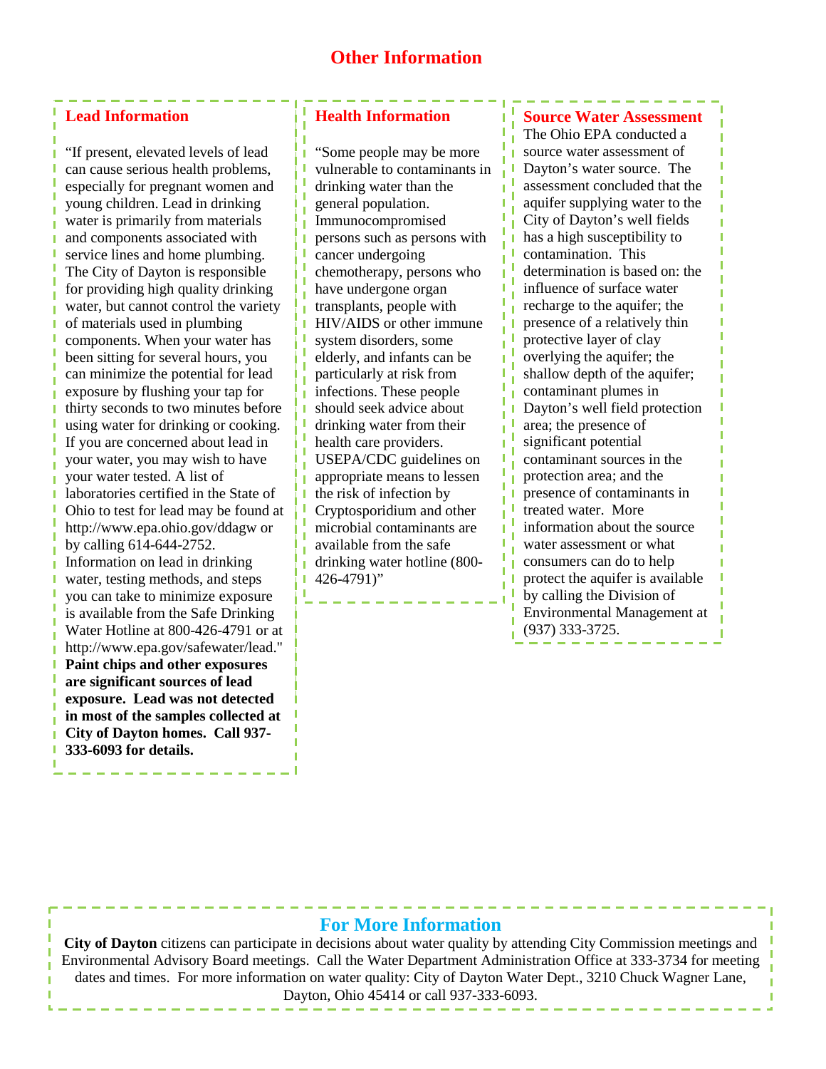# Other Information

## Lead Information

"If present, elevated levels of lead can cause serious health problems, especially for pregnant women and young children. Lead in drinking water is primarily from materials and components associated with service lines and home plumbing. The City of Dayton is responsible for providing high quality drinking water, but cannot control the variety of materials used in plumbing components. When your water has been sitting for several hours, you can minimize the potential for lead exposure by flushing your tap for thirty seconds to two minutes before using water for drinking or cooking. If you are concerned about lead in your water, you may wish to have your water tested. A list of laboratories certified in the State of Ohio to test for lead may be found at http://www.epa.ohio.gov/ddagw or by calling 614-644-2752. Information on lead in drinking water, testing methods, and steps you can take to minimize exposure is available from the Safe Drinking Water Hotline at 800-426-4791 or at http://www.epa.gov/safewater/lead." **Paint chips and other exposures are significant sources of lead exposure. Lead was not detected in most of the samples collected at City of Dayton homes. Call 937-333-6093 for details.**

## Health Information

"Some people may be more vulnerable to contaminants in drinking water than the general population. Immunocompromised persons such as persons with cancer undergoing chemotherapy, persons who have undergone organ transplants, people with HIV/AIDS or other immune system disorders, some elderly, and infants can be particularly at risk from infections. These people should seek advice about drinking water from their health care providers. USEPA/CDC guidelines on appropriate means to lessen the risk of infection by Cryptosporidium and other microbial contaminants are available from the safe drinking water hotline (800-426-4791)"

## Source Water Assessment

The Ohio EPA conducted a source water assessment of Dayton's water source. The assessment concluded that the aquifer supplying water to the City of Dayton's well fields has a high susceptibility to contamination. This determination is based on: the influence of surface water recharge to the aquifer; the presence of a relatively thin protective layer of clay overlying the aquifer; the shallow depth of the aquifer; contaminant plumes in Dayton's well field protection area; the presence of significant potential contaminant sources in the protection area; and the presence of contaminants in treated water. More information about the source water assessment or what consumers can do to help protect the aquifer is available by calling the Division of Environmental Management at (937) 333-3725.

## For More Information

**City of Dayton** citizens can participate in decisions about water quality by attending City Commission meetings and Environmental Advisory Board meetings. Call the Water Department Administration Office at 333-3734 for meeting dates and times. For more information on water quality: City of Dayton Water Dept., 3210 Chuck Wagner Lane, Dayton, Ohio 45414 or call 937-333-6093.